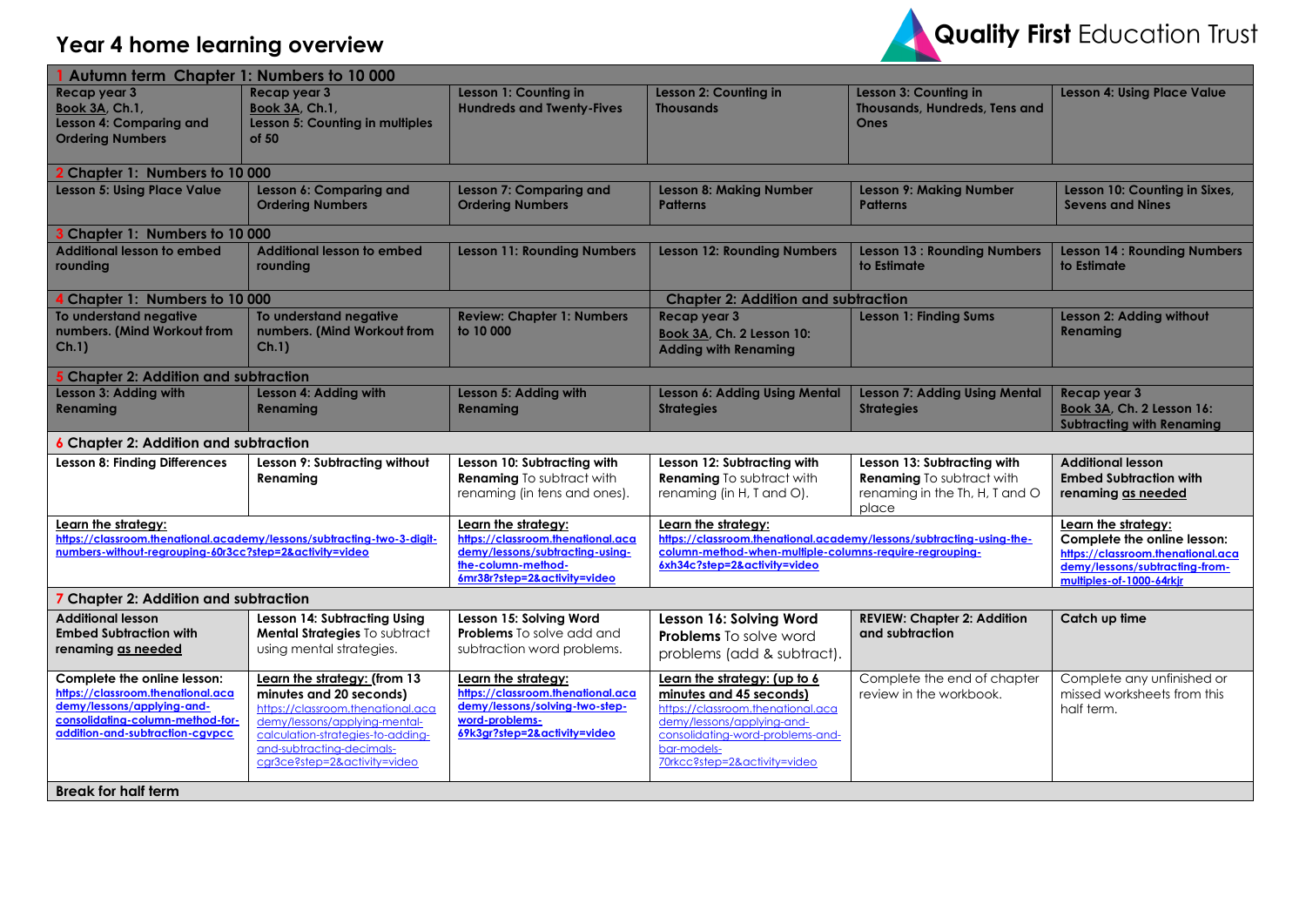# Year 4 home learning overview

Quality First Education Trust

| | | | | | |
|---|---|---|---|---|---|
| **1 Autumn term Chapter 1: Numbers to 10 000** | | | | | |
| **Recap year 3 Book 3A, Ch.1, Lesson 4: Comparing and Ordering Numbers** | **Recap year 3 Book 3A, Ch.1, Lesson 5: Counting in multiples of 50** | **Lesson 1: Counting in Hundreds and Twenty-Fives** | **Lesson 2: Counting in Thousands** | **Lesson 3: Counting in Thousands, Hundreds, Tens and Ones** | **Lesson 4: Using Place Value** |
| **2 Chapter 1: Numbers to 10 000** | | | | | |
| **Lesson 5: Using Place Value** | **Lesson 6: Comparing and Ordering Numbers** | **Lesson 7: Comparing and Ordering Numbers** | **Lesson 8: Making Number Patterns** | **Lesson 9: Making Number Patterns** | **Lesson 10: Counting in Sixes, Sevens and Nines** |
| **3 Chapter 1: Numbers to 10 000** | | | | | |
| **Additional lesson to embed rounding** | **Additional lesson to embed rounding** | **Lesson 11: Rounding Numbers** | **Lesson 12: Rounding Numbers** | **Lesson 13 : Rounding Numbers to Estimate** | **Lesson 14 : Rounding Numbers to Estimate** |
| **4 Chapter 1: Numbers to 10 000** | | | **Chapter 2: Addition and subtraction** | | |
| **To understand negative numbers. (Mind Workout from Ch.1)** | **To understand negative numbers. (Mind Workout from Ch.1)** | **Review: Chapter 1: Numbers to 10 000** | **Recap year 3 Book 3A, Ch. 2 Lesson 10: Adding with Renaming** | **Lesson 1: Finding Sums** | **Lesson 2: Adding without Renaming** |
| **5 Chapter 2: Addition and subtraction** | | | | | |
| **Lesson 3: Adding with Renaming** | **Lesson 4: Adding with Renaming** | **Lesson 5: Adding with Renaming** | **Lesson 6: Adding Using Mental Strategies** | **Lesson 7: Adding Using Mental Strategies** | **Recap year 3 Book 3A, Ch. 2 Lesson 16: Subtracting with Renaming** |
| **6 Chapter 2: Addition and subtraction** | | | | | |
| **Lesson 8: Finding Differences** | **Lesson 9: Subtracting without Renaming** | **Lesson 10: Subtracting with Renaming** To subtract with renaming (in tens and ones). | **Lesson 12: Subtracting with Renaming** To subtract with renaming (in H, T and O). | **Lesson 13: Subtracting with Renaming** To subtract with renaming in the Th, H, T and O place | **Additional lesson Embed Subtraction with renaming as needed** |
| **Learn the strategy:** https://classroom.thenational.academy/lessons/subtracting-two-3-digit-numbers-without-regrouping-60r3cc?step=2&activity=video | | **Learn the strategy:** https://classroom.thenational.academy/lessons/subtracting-using-the-column-method-6mr38r?step=2&activity=video | **Learn the strategy:** https://classroom.thenational.academy/lessons/subtracting-using-the-column-method-when-multiple-columns-require-regrouping-6xh34c?step=2&activity=video | | **Learn the strategy: Complete the online lesson:** https://classroom.thenational.academy/lessons/subtracting-from-multiples-of-1000-64rkjr |
| **7 Chapter 2: Addition and subtraction** | | | | | |
| **Additional lesson Embed Subtraction with renaming as needed** | **Lesson 14: Subtracting Using Mental Strategies** To subtract using mental strategies. | **Lesson 15: Solving Word Problems** To solve add and subtraction word problems. | **Lesson 16: Solving Word Problems** To solve word problems (add & subtract). | **REVIEW: Chapter 2: Addition and subtraction** | **Catch up time** |
| **Complete the online lesson:** https://classroom.thenational.academy/lessons/applying-and-consolidating-column-method-for-addition-and-subtraction-cgvpcc | **Learn the strategy: (from 13 minutes and 20 seconds)** https://classroom.thenational.academy/lessons/applying-mental-calculation-strategies-to-adding-and-subtracting-decimals-cgr3ce?step=2&activity=video | **Learn the strategy:** https://classroom.thenational.academy/lessons/solving-two-step-word-problems-69k3gr?step=2&activity=video | **Learn the strategy: (up to 6 minutes and 45 seconds)** https://classroom.thenational.academy/lessons/applying-and-consolidating-word-problems-and-bar-models-70rkcc?step=2&activity=video | Complete the end of chapter review in the workbook. | Complete any unfinished or missed worksheets from this half term. |
| **Break for half term** | | | | | |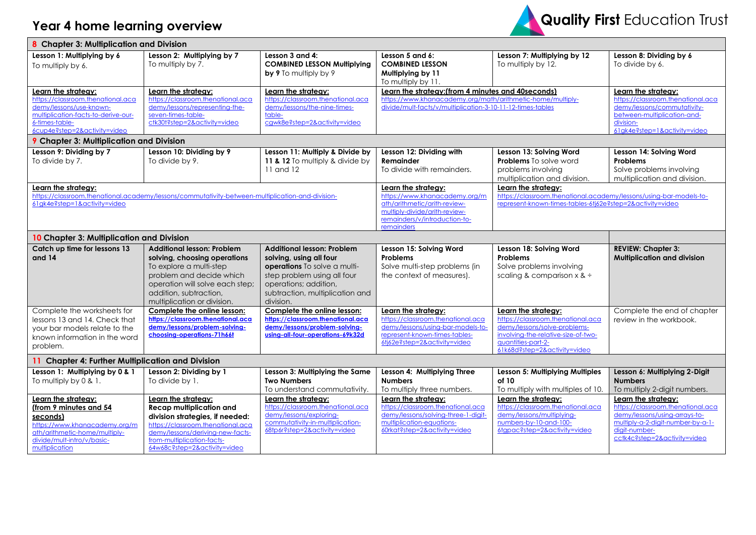# Year 4 home learning overview

Quality First Education Trust

| **8 Chapter 3: Multiplication and Division** | | | | | |
|---|---|---|---|---|---|
| **Lesson 1: Multiplying by 6** To multiply by 6. | **Lesson 2: Multiplying by 7** To multiply by 7. | **Lesson 3 and 4: COMBINED LESSON Multiplying by 9** To multiply by 9 | **Lesson 5 and 6: COMBINED LESSON Multiplying by 11** To multiply by 11. | **Lesson 7: Multiplying by 12** To multiply by 12. | **Lesson 8: Dividing by 6** To divide by 6. |
| **Learn the strategy:** https://classroom.thenational.academy/lessons/use-known-multiplication-facts-to-derive-our-6-times-table-6cup4e?step=2&activity=video | **Learn the strategy:** https://classroom.thenational.academy/lessons/representing-the-seven-times-table-ctk30t?step=2&activity=video | **Learn the strategy:** https://classroom.thenational.academy/lessons/the-nine-times-table-cgwk8e?step=2&activity=video | **Learn the strategy:(from 4 minutes and 40seconds)** https://www.khanacademy.org/math/arithmetic-home/multiply-divide/mult-facts/v/multiplication-3-10-11-12-times-tables | | **Learn the strategy:** https://classroom.thenational.academy/lessons/commutativity-between-multiplication-and-division-61gk4e?step=1&activity=video |
| **9 Chapter 3: Multiplication and Division** | | | | | |
| **Lesson 9: Dividing by 7** To divide by 7. | **Lesson 10: Dividing by 9** To divide by 9. | **Lesson 11: Multiply & Divide by 11 & 12** To multiply & divide by 11 and 12 | **Lesson 12: Dividing with Remainder** To divide with remainders. | **Lesson 13: Solving Word Problems** To solve word problems involving multiplication and division. | **Lesson 14: Solving Word Problems** Solve problems involving multiplication and division. |
| **Learn the strategy:** https://classroom.thenational.academy/lessons/commutativity-between-multiplication-and-division-61gk4e?step=1&activity=video | | | **Learn the strategy:** https://www.khanacademy.org/math/arithmetic/arith-review-multiply-divide/arith-review-remainders/v/introduction-to-remainders | **Learn the strategy:** https://classroom.thenational.academy/lessons/using-bar-models-to-represent-known-times-tables-6tj62e?step=2&activity=video | |
| **10 Chapter 3: Multiplication and Division** | | | | | |
| **Catch up time for lessons 13 and 14** | **Additional lesson: Problem solving, choosing operations** To explore a multi-step problem and decide which operation will solve each step; addition, subtraction, multiplication or division. | **Additional lesson: Problem solving, using all four operations** To solve a multi-step problem using all four operations; addition, subtraction, multiplication and division. | **Lesson 15: Solving Word Problems** Solve multi-step problems (in the context of measures). | **Lesson 18: Solving Word Problems** Solve problems involving scaling & comparison x & ÷ | **REVIEW: Chapter 3: Multiplication and division** |
| Complete the worksheets for lessons 13 and 14. Check that your bar models relate to the known information in the word problem. | **Complete the online lesson: https://classroom.thenational.academy/lessons/problem-solving-choosing-operations-71h66t** | **Complete the online lesson: https://classroom.thenational.academy/lessons/problem-solving-using-all-four-operations-69k32d** | **Learn the strategy:** https://classroom.thenational.academy/lessons/using-bar-models-to-represent-known-times-tables-6tj62e?step=2&activity=video | **Learn the strategy:** https://classroom.thenational.academy/lessons/solve-problems-involving-the-relative-size-of-two-quantities-part-2-61k68d?step=2&activity=video | Complete the end of chapter review in the workbook. |
| **11 Chapter 4: Further Multiplication and Division** | | | | | |
| **Lesson 1: Multiplying by 0 & 1** To multiply by 0 & 1. | **Lesson 2: Dividing by 1** To divide by 1. | **Lesson 3: Multiplying the Same Two Numbers** To understand commutativity. | **Lesson 4: Multiplying Three Numbers** To multiply three numbers. | **Lesson 5: Multiplying Multiples of 10** To multiply with multiples of 10. | **Lesson 6: Multiplying 2-Digit Numbers** To multiply 2-digit numbers. |
| **Learn the strategy: (from 9 minutes and 54 seconds)** https://www.khanacademy.org/math/arithmetic-home/multiply-divide/mult-intro/v/basic-multiplication | **Learn the strategy: Recap multiplication and division strategies, if needed:** https://classroom.thenational.academy/lessons/deriving-new-facts-from-multiplication-facts-64w68c?step=2&activity=video | **Learn the strategy:** https://classroom.thenational.academy/lessons/exploring-commutativity-in-multiplication-68tp6r?step=2&activity=video | **Learn the strategy:** https://classroom.thenational.academy/lessons/solving-three-1-digit-multiplication-equations-60rkat?step=2&activity=video | **Learn the strategy:** https://classroom.thenational.academy/lessons/multiplying-numbers-by-10-and-100-6tgpac?step=2&activity=video | **Learn the strategy:** https://classroom.thenational.academy/lessons/using-arrays-to-multiply-a-2-digit-number-by-a-1-digit-number-cctk4c?step=2&activity=video |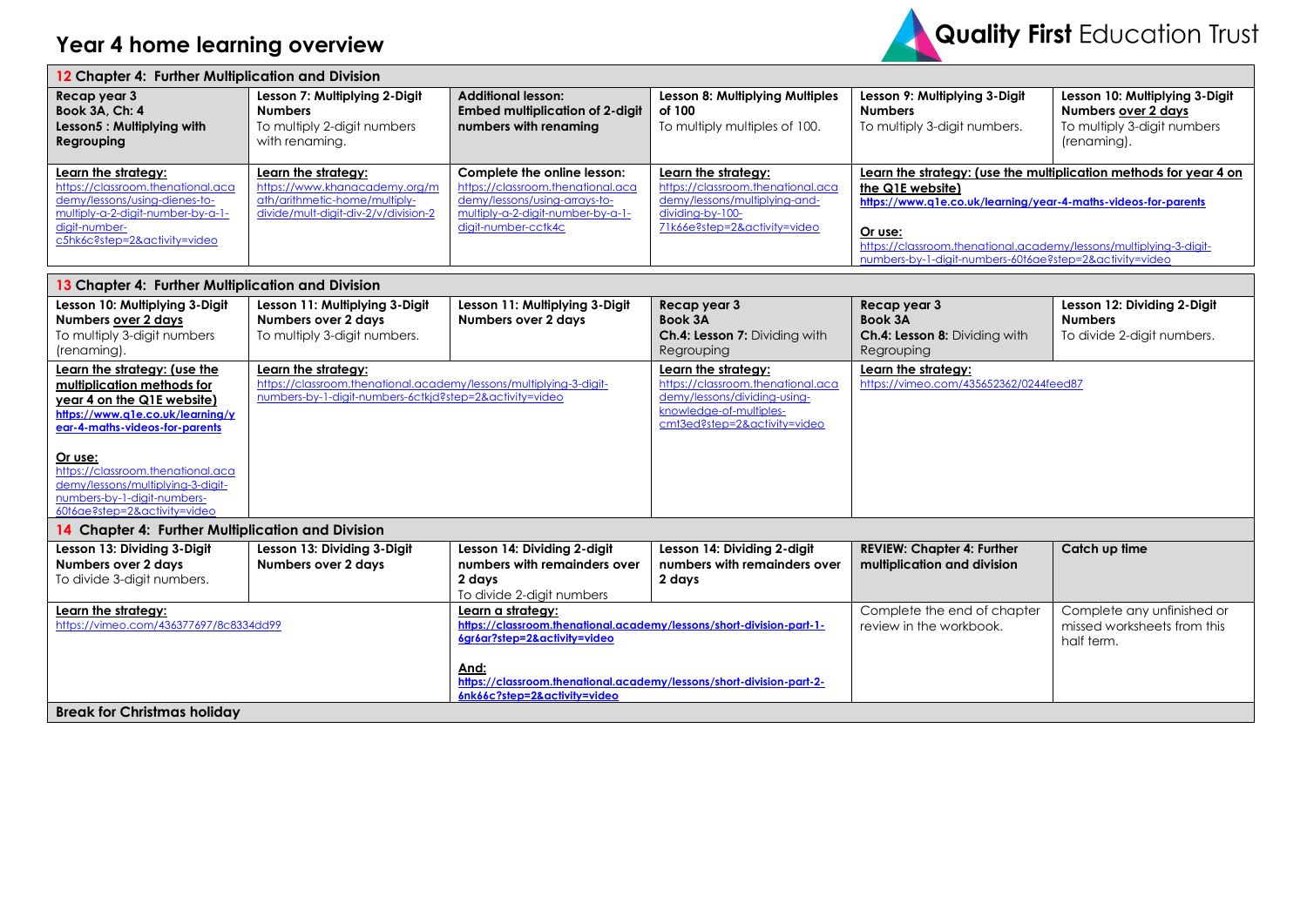# Year 4 home learning overview

Quality First Education Trust

| | | | | | |
|---|---|---|---|---|---|
| **12 Chapter 4: Further Multiplication and Division** | | | | | |
| **Recap year 3**<br>**Book 3A, Ch: 4**<br>**Lesson5 : Multiplying with Regrouping** | **Lesson 7: Multiplying 2-Digit Numbers**<br>To multiply 2-digit numbers with renaming. | **Additional lesson:**<br>**Embed multiplication of 2-digit numbers with renaming** | **Lesson 8: Multiplying Multiples of 100**<br>To multiply multiples of 100. | **Lesson 9: Multiplying 3-Digit Numbers**<br>To multiply 3-digit numbers. | **Lesson 10: Multiplying 3-Digit Numbers over 2 days**<br>To multiply 3-digit numbers (renaming). |
| **Learn the strategy:**<br>https://classroom.thenational.academy/lessons/using-dienes-to-multiply-a-2-digit-number-by-a-1-digit-number-c5hk6c?step=2&activity=video | **Learn the strategy:**<br>https://www.khanacademy.org/math/arithmetic-home/multiply-divide/mult-digit-div-2/v/division-2 | **Complete the online lesson:**<br>https://classroom.thenational.academy/lessons/using-arrays-to-multiply-a-2-digit-number-by-a-1-digit-number-cctk4c | **Learn the strategy:**<br>https://classroom.thenational.academy/lessons/multiplying-and-dividing-by-100-71k66e?step=2&activity=video | **Learn the strategy: (use the multiplication methods for year 4 on the Q1E website)**<br>**https://www.q1e.co.uk/learning/year-4-maths-videos-for-parents**<br><br>**Or use:**<br>https://classroom.thenational.academy/lessons/multiplying-3-digit-numbers-by-1-digit-numbers-60t6ae?step=2&activity=video | |
| **13 Chapter 4: Further Multiplication and Division** | | | | | |
| **Lesson 10: Multiplying 3-Digit Numbers over 2 days**<br>To multiply 3-digit numbers (renaming). | **Lesson 11: Multiplying 3-Digit Numbers over 2 days**<br>To multiply 3-digit numbers. | **Lesson 11: Multiplying 3-Digit Numbers over 2 days** | **Recap year 3**<br>**Book 3A**<br>**Ch.4: Lesson 7:** Dividing with Regrouping | **Recap year 3**<br>**Book 3A**<br>**Ch.4: Lesson 8:** Dividing with Regrouping | **Lesson 12: Dividing 2-Digit Numbers**<br>To divide 2-digit numbers. |
| **Learn the strategy: (use the multiplication methods for year 4 on the Q1E website)**<br>**https://www.q1e.co.uk/learning/year-4-maths-videos-for-parents**<br><br>**Or use:**<br>https://classroom.thenational.academy/lessons/multiplying-3-digit-numbers-by-1-digit-numbers-60t6ae?step=2&activity=video | **Learn the strategy:**<br>https://classroom.thenational.academy/lessons/multiplying-3-digit-numbers-by-1-digit-numbers-6ctkjd?step=2&activity=video | | **Learn the strategy:**<br>https://classroom.thenational.academy/lessons/dividing-using-knowledge-of-multiples-cmt3ed?step=2&activity=video | **Learn the strategy:**<br>https://vimeo.com/435652362/0244feed87 | |
| **14 Chapter 4: Further Multiplication and Division** | | | | | |
| **Lesson 13: Dividing 3-Digit Numbers over 2 days**<br>To divide 3-digit numbers. | **Lesson 13: Dividing 3-Digit Numbers over 2 days** | **Lesson 14: Dividing 2-digit numbers with remainders over 2 days**<br>To divide 2-digit numbers | **Lesson 14: Dividing 2-digit numbers with remainders over 2 days** | **REVIEW: Chapter 4: Further multiplication and division** | **Catch up time** |
| **Learn the strategy:**<br>https://vimeo.com/436377697/8c8334dd99 | | **Learn a strategy:**<br>**https://classroom.thenational.academy/lessons/short-division-part-1-6gr6ar?step=2&activity=video**<br><br>**And:**<br>**https://classroom.thenational.academy/lessons/short-division-part-2-6nk66c?step=2&activity=video** | | Complete the end of chapter review in the workbook. | Complete any unfinished or missed worksheets from this half term. |
| **Break for Christmas holiday** | | | | | |